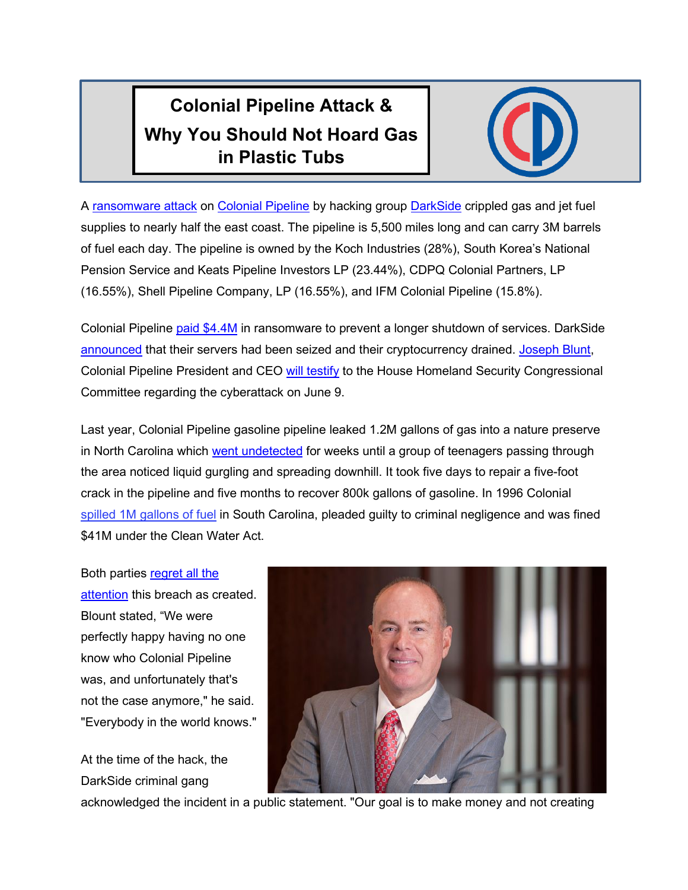# Colonial Pipeline Attack & Why You Should Not Hoard Gas in Plastic Tubs

A ransomware attack on Colonial Pipeline by hacking group DarkSide crippled gas and jet fuel supplies to nearly half the east coast. The pipeline is 5,500 miles long and can carry 3M barrels of fuel each day. The pipeline is owned by the Koch Industries (28%), South Korea's National Pension Service and Keats Pipeline Investors LP (23.44%), CDPQ Colonial Partners, LP (16.55%), Shell Pipeline Company, LP (16.55%), and IFM Colonial Pipeline (15.8%).

Colonial Pipeline paid $4.4M in ransomware to prevent a longer shutdown of services. DarkSide announced that their servers had been seized and their cryptocurrency drained. Joseph Blunt, Colonial Pipeline President and CEO will testify to the House Homeland Security Congressional Committee regarding the cyberattack on June 9.

Last year, Colonial Pipeline gasoline pipeline leaked 1.2M gallons of gas into a nature preserve in North Carolina which went undetected for weeks until a group of teenagers passing through the area noticed liquid gurgling and spreading downhill. It took five days to repair a five-foot crack in the pipeline and five months to recover 800k gallons of gasoline. In 1996 Colonial spilled 1M gallons of fuel in South Carolina, pleaded guilty to criminal negligence and was fined $41M under the Clean Water Act.

Both parties regret all the attention this breach as created. Blount stated, "We were perfectly happy having no one know who Colonial Pipeline was, and unfortunately that's not the case anymore," he said. "Everybody in the world knows."

At the time of the hack, the DarkSide criminal gang acknowledged the incident in a public statement. "Our goal is to make money and not creating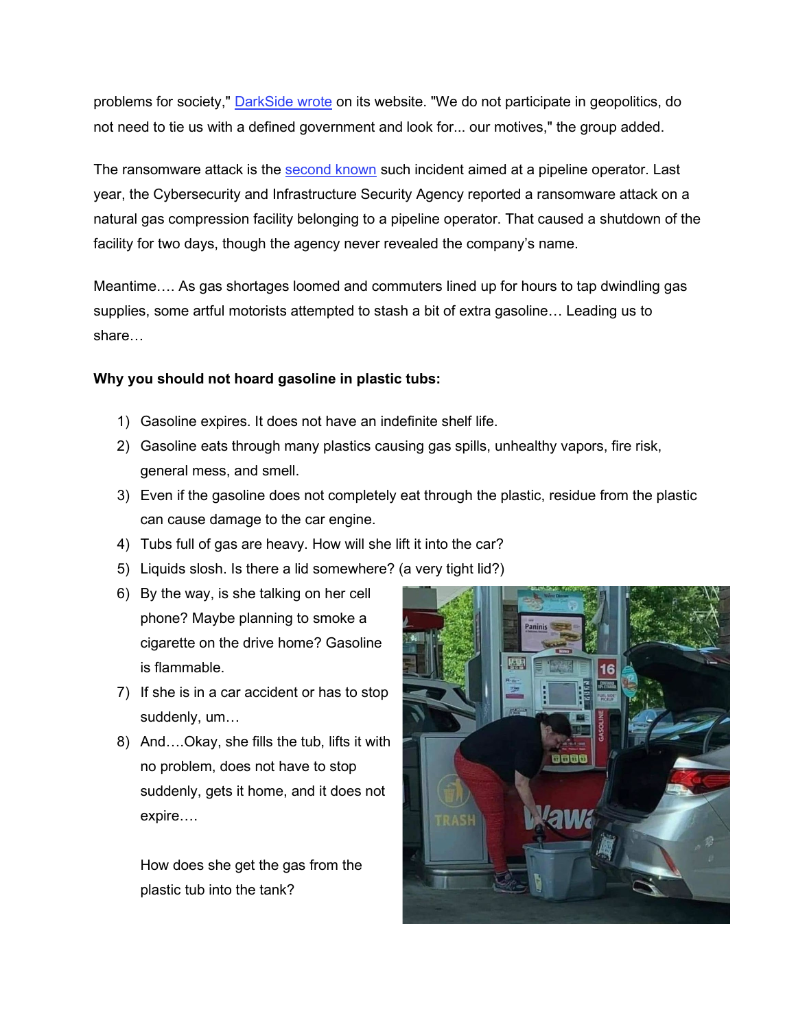problems for society," DarkSide wrote on its website. "We do not participate in geopolitics, do not need to tie us with a defined government and look for... our motives," the group added.

The ransomware attack is the second known such incident aimed at a pipeline operator. Last year, the Cybersecurity and Infrastructure Security Agency reported a ransomware attack on a natural gas compression facility belonging to a pipeline operator. That caused a shutdown of the facility for two days, though the agency never revealed the company's name.

Meantime…. As gas shortages loomed and commuters lined up for hours to tap dwindling gas supplies, some artful motorists attempted to stash a bit of extra gasoline… Leading us to share…

**Why you should not hoard gasoline in plastic tubs:**

1) Gasoline expires. It does not have an indefinite shelf life.
2) Gasoline eats through many plastics causing gas spills, unhealthy vapors, fire risk, general mess, and smell.
3) Even if the gasoline does not completely eat through the plastic, residue from the plastic can cause damage to the car engine.
4) Tubs full of gas are heavy. How will she lift it into the car?
5) Liquids slosh. Is there a lid somewhere? (a very tight lid?)
6) By the way, is she talking on her cell phone? Maybe planning to smoke a cigarette on the drive home? Gasoline is flammable.
7) If she is in a car accident or has to stop suddenly, um…
8) And….Okay, she fills the tub, lifts it with no problem, does not have to stop suddenly, gets it home, and it does not expire….

   How does she get the gas from the plastic tub into the tank?